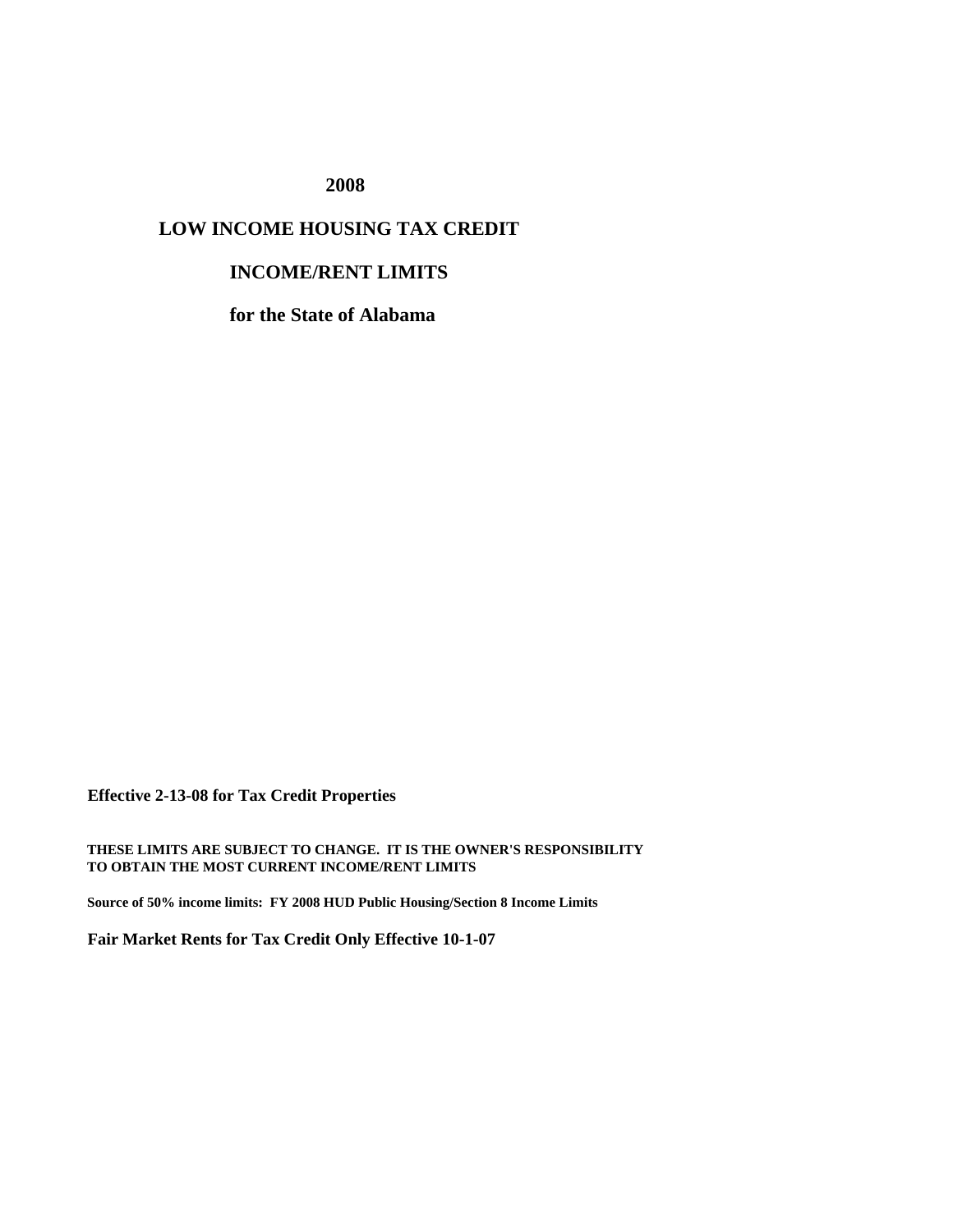# 2008

# LOW INCOME HOUSING TAX CREDIT

## INCOME/RENT LIMITS

## for the State of Alabama

**Effective 2-13-08 for Tax Credit Properties**

**THESE LIMITS ARE SUBJECT TO CHANGE. IT IS THE OWNER'S RESPONSIBILITY TO OBTAIN THE MOST CURRENT INCOME/RENT LIMITS**

**Source of 50% income limits: FY 2008 HUD Public Housing/Section 8 Income Limits**

**Fair Market Rents for Tax Credit Only Effective 10-1-07**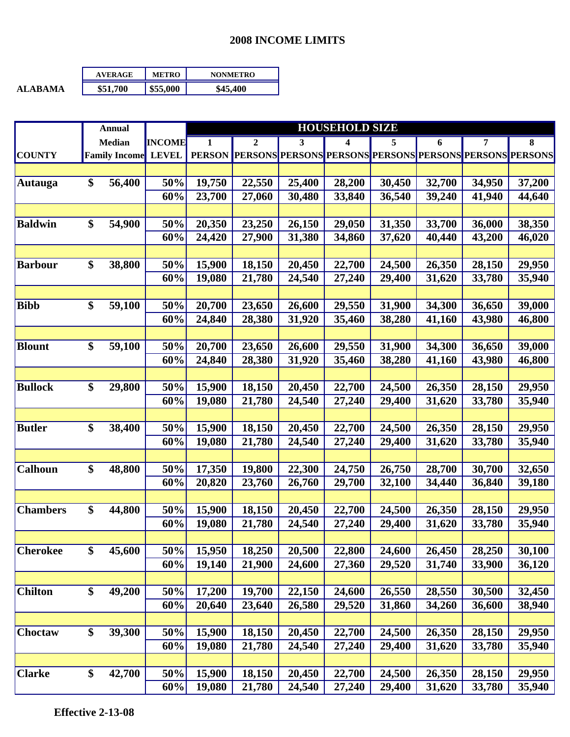# 2008 INCOME LIMITS

| | AVERAGE | METRO | NONMETRO |
|---|---|---|---|
| **ALABAMA** | $51,700 | $55,000 | $45,400 |

| COUNTY | Annual Median Family Income | INCOME LEVEL | 1 PERSON | 2 PERSONS | 3 PERSONS | 4 PERSONS | 5 PERSONS | 6 PERSONS | 7 PERSONS | 8 PERSONS |
|---|---|---|---|---|---|---|---|---|---|---|
| | | | HOUSEHOLD SIZE | | | | | | | |
| **Autauga** | $ 56,400 | 50% | 19,750 | 22,550 | 25,400 | 28,200 | 30,450 | 32,700 | 34,950 | 37,200 |
| | | 60% | 23,700 | 27,060 | 30,480 | 33,840 | 36,540 | 39,240 | 41,940 | 44,640 |
| **Baldwin** | $ 54,900 | 50% | 20,350 | 23,250 | 26,150 | 29,050 | 31,350 | 33,700 | 36,000 | 38,350 |
| | | 60% | 24,420 | 27,900 | 31,380 | 34,860 | 37,620 | 40,440 | 43,200 | 46,020 |
| **Barbour** | $ 38,800 | 50% | 15,900 | 18,150 | 20,450 | 22,700 | 24,500 | 26,350 | 28,150 | 29,950 |
| | | 60% | 19,080 | 21,780 | 24,540 | 27,240 | 29,400 | 31,620 | 33,780 | 35,940 |
| **Bibb** | $ 59,100 | 50% | 20,700 | 23,650 | 26,600 | 29,550 | 31,900 | 34,300 | 36,650 | 39,000 |
| | | 60% | 24,840 | 28,380 | 31,920 | 35,460 | 38,280 | 41,160 | 43,980 | 46,800 |
| **Blount** | $ 59,100 | 50% | 20,700 | 23,650 | 26,600 | 29,550 | 31,900 | 34,300 | 36,650 | 39,000 |
| | | 60% | 24,840 | 28,380 | 31,920 | 35,460 | 38,280 | 41,160 | 43,980 | 46,800 |
| **Bullock** | $ 29,800 | 50% | 15,900 | 18,150 | 20,450 | 22,700 | 24,500 | 26,350 | 28,150 | 29,950 |
| | | 60% | 19,080 | 21,780 | 24,540 | 27,240 | 29,400 | 31,620 | 33,780 | 35,940 |
| **Butler** | $ 38,400 | 50% | 15,900 | 18,150 | 20,450 | 22,700 | 24,500 | 26,350 | 28,150 | 29,950 |
| | | 60% | 19,080 | 21,780 | 24,540 | 27,240 | 29,400 | 31,620 | 33,780 | 35,940 |
| **Calhoun** | $ 48,800 | 50% | 17,350 | 19,800 | 22,300 | 24,750 | 26,750 | 28,700 | 30,700 | 32,650 |
| | | 60% | 20,820 | 23,760 | 26,760 | 29,700 | 32,100 | 34,440 | 36,840 | 39,180 |
| **Chambers** | $ 44,800 | 50% | 15,900 | 18,150 | 20,450 | 22,700 | 24,500 | 26,350 | 28,150 | 29,950 |
| | | 60% | 19,080 | 21,780 | 24,540 | 27,240 | 29,400 | 31,620 | 33,780 | 35,940 |
| **Cherokee** | $ 45,600 | 50% | 15,950 | 18,250 | 20,500 | 22,800 | 24,600 | 26,450 | 28,250 | 30,100 |
| | | 60% | 19,140 | 21,900 | 24,600 | 27,360 | 29,520 | 31,740 | 33,900 | 36,120 |
| **Chilton** | $ 49,200 | 50% | 17,200 | 19,700 | 22,150 | 24,600 | 26,550 | 28,550 | 30,500 | 32,450 |
| | | 60% | 20,640 | 23,640 | 26,580 | 29,520 | 31,860 | 34,260 | 36,600 | 38,940 |
| **Choctaw** | $ 39,300 | 50% | 15,900 | 18,150 | 20,450 | 22,700 | 24,500 | 26,350 | 28,150 | 29,950 |
| | | 60% | 19,080 | 21,780 | 24,540 | 27,240 | 29,400 | 31,620 | 33,780 | 35,940 |
| **Clarke** | $ 42,700 | 50% | 15,900 | 18,150 | 20,450 | 22,700 | 24,500 | 26,350 | 28,150 | 29,950 |
| | | 60% | 19,080 | 21,780 | 24,540 | 27,240 | 29,400 | 31,620 | 33,780 | 35,940 |

**Effective 2-13-08**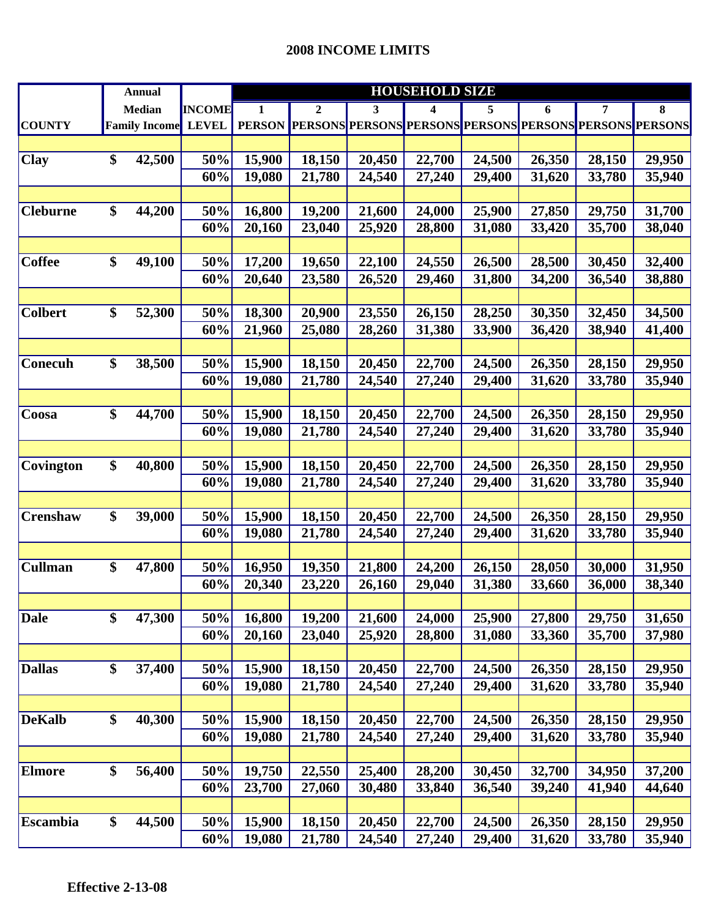# 2008 INCOME LIMITS

| COUNTY | Annual Median Family Income | INCOME LEVEL | HOUSEHOLD SIZE 1 PERSON | 2 PERSONS | 3 PERSONS | 4 PERSONS | 5 PERSONS | 6 PERSONS | 7 PERSONS | 8 PERSONS |
|---|---|---|---|---|---|---|---|---|---|---|
| Clay | $ 42,500 | 50% | 15,900 | 18,150 | 20,450 | 22,700 | 24,500 | 26,350 | 28,150 | 29,950 |
| | | 60% | 19,080 | 21,780 | 24,540 | 27,240 | 29,400 | 31,620 | 33,780 | 35,940 |
| Cleburne | $ 44,200 | 50% | 16,800 | 19,200 | 21,600 | 24,000 | 25,900 | 27,850 | 29,750 | 31,700 |
| | | 60% | 20,160 | 23,040 | 25,920 | 28,800 | 31,080 | 33,420 | 35,700 | 38,040 |
| Coffee | $ 49,100 | 50% | 17,200 | 19,650 | 22,100 | 24,550 | 26,500 | 28,500 | 30,450 | 32,400 |
| | | 60% | 20,640 | 23,580 | 26,520 | 29,460 | 31,800 | 34,200 | 36,540 | 38,880 |
| Colbert | $ 52,300 | 50% | 18,300 | 20,900 | 23,550 | 26,150 | 28,250 | 30,350 | 32,450 | 34,500 |
| | | 60% | 21,960 | 25,080 | 28,260 | 31,380 | 33,900 | 36,420 | 38,940 | 41,400 |
| Conecuh | $ 38,500 | 50% | 15,900 | 18,150 | 20,450 | 22,700 | 24,500 | 26,350 | 28,150 | 29,950 |
| | | 60% | 19,080 | 21,780 | 24,540 | 27,240 | 29,400 | 31,620 | 33,780 | 35,940 |
| Coosa | $ 44,700 | 50% | 15,900 | 18,150 | 20,450 | 22,700 | 24,500 | 26,350 | 28,150 | 29,950 |
| | | 60% | 19,080 | 21,780 | 24,540 | 27,240 | 29,400 | 31,620 | 33,780 | 35,940 |
| Covington | $ 40,800 | 50% | 15,900 | 18,150 | 20,450 | 22,700 | 24,500 | 26,350 | 28,150 | 29,950 |
| | | 60% | 19,080 | 21,780 | 24,540 | 27,240 | 29,400 | 31,620 | 33,780 | 35,940 |
| Crenshaw | $ 39,000 | 50% | 15,900 | 18,150 | 20,450 | 22,700 | 24,500 | 26,350 | 28,150 | 29,950 |
| | | 60% | 19,080 | 21,780 | 24,540 | 27,240 | 29,400 | 31,620 | 33,780 | 35,940 |
| Cullman | $ 47,800 | 50% | 16,950 | 19,350 | 21,800 | 24,200 | 26,150 | 28,050 | 30,000 | 31,950 |
| | | 60% | 20,340 | 23,220 | 26,160 | 29,040 | 31,380 | 33,660 | 36,000 | 38,340 |
| Dale | $ 47,300 | 50% | 16,800 | 19,200 | 21,600 | 24,000 | 25,900 | 27,800 | 29,750 | 31,650 |
| | | 60% | 20,160 | 23,040 | 25,920 | 28,800 | 31,080 | 33,360 | 35,700 | 37,980 |
| Dallas | $ 37,400 | 50% | 15,900 | 18,150 | 20,450 | 22,700 | 24,500 | 26,350 | 28,150 | 29,950 |
| | | 60% | 19,080 | 21,780 | 24,540 | 27,240 | 29,400 | 31,620 | 33,780 | 35,940 |
| DeKalb | $ 40,300 | 50% | 15,900 | 18,150 | 20,450 | 22,700 | 24,500 | 26,350 | 28,150 | 29,950 |
| | | 60% | 19,080 | 21,780 | 24,540 | 27,240 | 29,400 | 31,620 | 33,780 | 35,940 |
| Elmore | $ 56,400 | 50% | 19,750 | 22,550 | 25,400 | 28,200 | 30,450 | 32,700 | 34,950 | 37,200 |
| | | 60% | 23,700 | 27,060 | 30,480 | 33,840 | 36,540 | 39,240 | 41,940 | 44,640 |
| Escambia | $ 44,500 | 50% | 15,900 | 18,150 | 20,450 | 22,700 | 24,500 | 26,350 | 28,150 | 29,950 |
| | | 60% | 19,080 | 21,780 | 24,540 | 27,240 | 29,400 | 31,620 | 33,780 | 35,940 |

**Effective 2-13-08**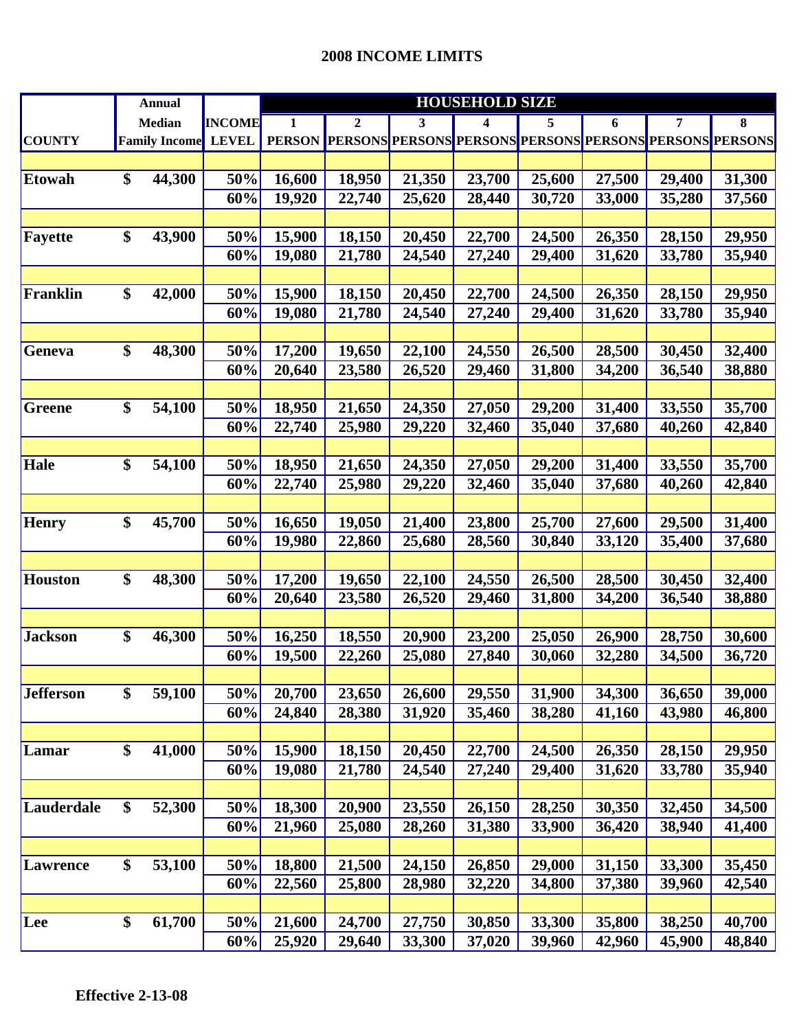## 2008 INCOME LIMITS

| COUNTY | Annual Median Family Income | INCOME LEVEL | HOUSEHOLD SIZE 1 PERSON | 2 PERSONS | 3 PERSONS | 4 PERSONS | 5 PERSONS | 6 PERSONS | 7 PERSONS | 8 PERSONS |
|---|---|---|---|---|---|---|---|---|---|---|
| Etowah | $ 44,300 | 50% | 16,600 | 18,950 | 21,350 | 23,700 | 25,600 | 27,500 | 29,400 | 31,300 |
| | | 60% | 19,920 | 22,740 | 25,620 | 28,440 | 30,720 | 33,000 | 35,280 | 37,560 |
| Fayette | $ 43,900 | 50% | 15,900 | 18,150 | 20,450 | 22,700 | 24,500 | 26,350 | 28,150 | 29,950 |
| | | 60% | 19,080 | 21,780 | 24,540 | 27,240 | 29,400 | 31,620 | 33,780 | 35,940 |
| Franklin | $ 42,000 | 50% | 15,900 | 18,150 | 20,450 | 22,700 | 24,500 | 26,350 | 28,150 | 29,950 |
| | | 60% | 19,080 | 21,780 | 24,540 | 27,240 | 29,400 | 31,620 | 33,780 | 35,940 |
| Geneva | $ 48,300 | 50% | 17,200 | 19,650 | 22,100 | 24,550 | 26,500 | 28,500 | 30,450 | 32,400 |
| | | 60% | 20,640 | 23,580 | 26,520 | 29,460 | 31,800 | 34,200 | 36,540 | 38,880 |
| Greene | $ 54,100 | 50% | 18,950 | 21,650 | 24,350 | 27,050 | 29,200 | 31,400 | 33,550 | 35,700 |
| | | 60% | 22,740 | 25,980 | 29,220 | 32,460 | 35,040 | 37,680 | 40,260 | 42,840 |
| Hale | $ 54,100 | 50% | 18,950 | 21,650 | 24,350 | 27,050 | 29,200 | 31,400 | 33,550 | 35,700 |
| | | 60% | 22,740 | 25,980 | 29,220 | 32,460 | 35,040 | 37,680 | 40,260 | 42,840 |
| Henry | $ 45,700 | 50% | 16,650 | 19,050 | 21,400 | 23,800 | 25,700 | 27,600 | 29,500 | 31,400 |
| | | 60% | 19,980 | 22,860 | 25,680 | 28,560 | 30,840 | 33,120 | 35,400 | 37,680 |
| Houston | $ 48,300 | 50% | 17,200 | 19,650 | 22,100 | 24,550 | 26,500 | 28,500 | 30,450 | 32,400 |
| | | 60% | 20,640 | 23,580 | 26,520 | 29,460 | 31,800 | 34,200 | 36,540 | 38,880 |
| Jackson | $ 46,300 | 50% | 16,250 | 18,550 | 20,900 | 23,200 | 25,050 | 26,900 | 28,750 | 30,600 |
| | | 60% | 19,500 | 22,260 | 25,080 | 27,840 | 30,060 | 32,280 | 34,500 | 36,720 |
| Jefferson | $ 59,100 | 50% | 20,700 | 23,650 | 26,600 | 29,550 | 31,900 | 34,300 | 36,650 | 39,000 |
| | | 60% | 24,840 | 28,380 | 31,920 | 35,460 | 38,280 | 41,160 | 43,980 | 46,800 |
| Lamar | $ 41,000 | 50% | 15,900 | 18,150 | 20,450 | 22,700 | 24,500 | 26,350 | 28,150 | 29,950 |
| | | 60% | 19,080 | 21,780 | 24,540 | 27,240 | 29,400 | 31,620 | 33,780 | 35,940 |
| Lauderdale | $ 52,300 | 50% | 18,300 | 20,900 | 23,550 | 26,150 | 28,250 | 30,350 | 32,450 | 34,500 |
| | | 60% | 21,960 | 25,080 | 28,260 | 31,380 | 33,900 | 36,420 | 38,940 | 41,400 |
| Lawrence | $ 53,100 | 50% | 18,800 | 21,500 | 24,150 | 26,850 | 29,000 | 31,150 | 33,300 | 35,450 |
| | | 60% | 22,560 | 25,800 | 28,980 | 32,220 | 34,800 | 37,380 | 39,960 | 42,540 |
| Lee | $ 61,700 | 50% | 21,600 | 24,700 | 27,750 | 30,850 | 33,300 | 35,800 | 38,250 | 40,700 |
| | | 60% | 25,920 | 29,640 | 33,300 | 37,020 | 39,960 | 42,960 | 45,900 | 48,840 |

**Effective 2-13-08**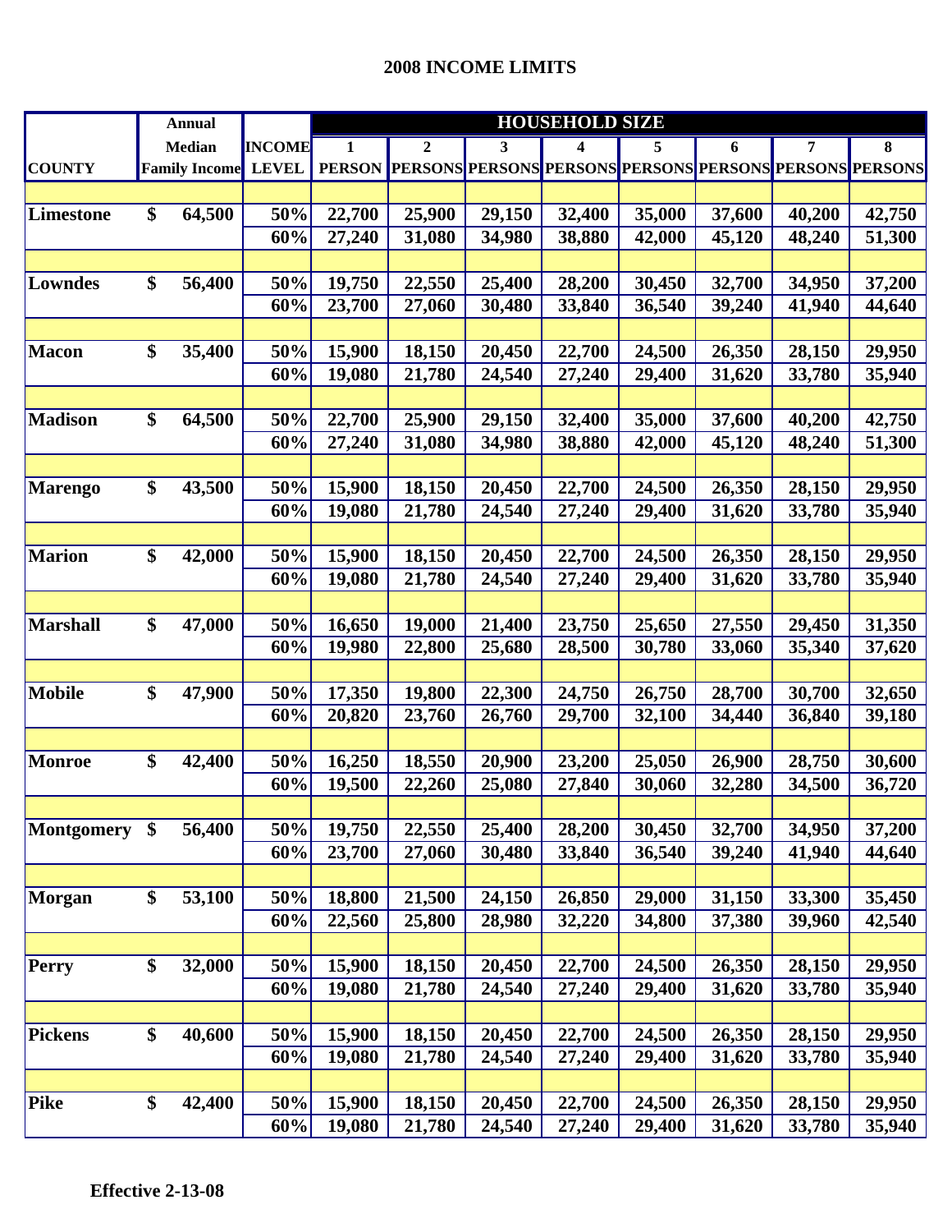## 2008 INCOME LIMITS

| COUNTY | Annual Median Family Income | INCOME LEVEL | HOUSEHOLD SIZE 1 PERSON | 2 PERSONS | 3 PERSONS | 4 PERSONS | 5 PERSONS | 6 PERSONS | 7 PERSONS | 8 PERSONS |
|---|---|---|---|---|---|---|---|---|---|---|
| Limestone | $ 64,500 | 50% | 22,700 | 25,900 | 29,150 | 32,400 | 35,000 | 37,600 | 40,200 | 42,750 |
| | | 60% | 27,240 | 31,080 | 34,980 | 38,880 | 42,000 | 45,120 | 48,240 | 51,300 |
| Lowndes | $ 56,400 | 50% | 19,750 | 22,550 | 25,400 | 28,200 | 30,450 | 32,700 | 34,950 | 37,200 |
| | | 60% | 23,700 | 27,060 | 30,480 | 33,840 | 36,540 | 39,240 | 41,940 | 44,640 |
| Macon | $ 35,400 | 50% | 15,900 | 18,150 | 20,450 | 22,700 | 24,500 | 26,350 | 28,150 | 29,950 |
| | | 60% | 19,080 | 21,780 | 24,540 | 27,240 | 29,400 | 31,620 | 33,780 | 35,940 |
| Madison | $ 64,500 | 50% | 22,700 | 25,900 | 29,150 | 32,400 | 35,000 | 37,600 | 40,200 | 42,750 |
| | | 60% | 27,240 | 31,080 | 34,980 | 38,880 | 42,000 | 45,120 | 48,240 | 51,300 |
| Marengo | $ 43,500 | 50% | 15,900 | 18,150 | 20,450 | 22,700 | 24,500 | 26,350 | 28,150 | 29,950 |
| | | 60% | 19,080 | 21,780 | 24,540 | 27,240 | 29,400 | 31,620 | 33,780 | 35,940 |
| Marion | $ 42,000 | 50% | 15,900 | 18,150 | 20,450 | 22,700 | 24,500 | 26,350 | 28,150 | 29,950 |
| | | 60% | 19,080 | 21,780 | 24,540 | 27,240 | 29,400 | 31,620 | 33,780 | 35,940 |
| Marshall | $ 47,000 | 50% | 16,650 | 19,000 | 21,400 | 23,750 | 25,650 | 27,550 | 29,450 | 31,350 |
| | | 60% | 19,980 | 22,800 | 25,680 | 28,500 | 30,780 | 33,060 | 35,340 | 37,620 |
| Mobile | $ 47,900 | 50% | 17,350 | 19,800 | 22,300 | 24,750 | 26,750 | 28,700 | 30,700 | 32,650 |
| | | 60% | 20,820 | 23,760 | 26,760 | 29,700 | 32,100 | 34,440 | 36,840 | 39,180 |
| Monroe | $ 42,400 | 50% | 16,250 | 18,550 | 20,900 | 23,200 | 25,050 | 26,900 | 28,750 | 30,600 |
| | | 60% | 19,500 | 22,260 | 25,080 | 27,840 | 30,060 | 32,280 | 34,500 | 36,720 |
| Montgomery | $ 56,400 | 50% | 19,750 | 22,550 | 25,400 | 28,200 | 30,450 | 32,700 | 34,950 | 37,200 |
| | | 60% | 23,700 | 27,060 | 30,480 | 33,840 | 36,540 | 39,240 | 41,940 | 44,640 |
| Morgan | $ 53,100 | 50% | 18,800 | 21,500 | 24,150 | 26,850 | 29,000 | 31,150 | 33,300 | 35,450 |
| | | 60% | 22,560 | 25,800 | 28,980 | 32,220 | 34,800 | 37,380 | 39,960 | 42,540 |
| Perry | $ 32,000 | 50% | 15,900 | 18,150 | 20,450 | 22,700 | 24,500 | 26,350 | 28,150 | 29,950 |
| | | 60% | 19,080 | 21,780 | 24,540 | 27,240 | 29,400 | 31,620 | 33,780 | 35,940 |
| Pickens | $ 40,600 | 50% | 15,900 | 18,150 | 20,450 | 22,700 | 24,500 | 26,350 | 28,150 | 29,950 |
| | | 60% | 19,080 | 21,780 | 24,540 | 27,240 | 29,400 | 31,620 | 33,780 | 35,940 |
| Pike | $ 42,400 | 50% | 15,900 | 18,150 | 20,450 | 22,700 | 24,500 | 26,350 | 28,150 | 29,950 |
| | | 60% | 19,080 | 21,780 | 24,540 | 27,240 | 29,400 | 31,620 | 33,780 | 35,940 |

**Effective 2-13-08**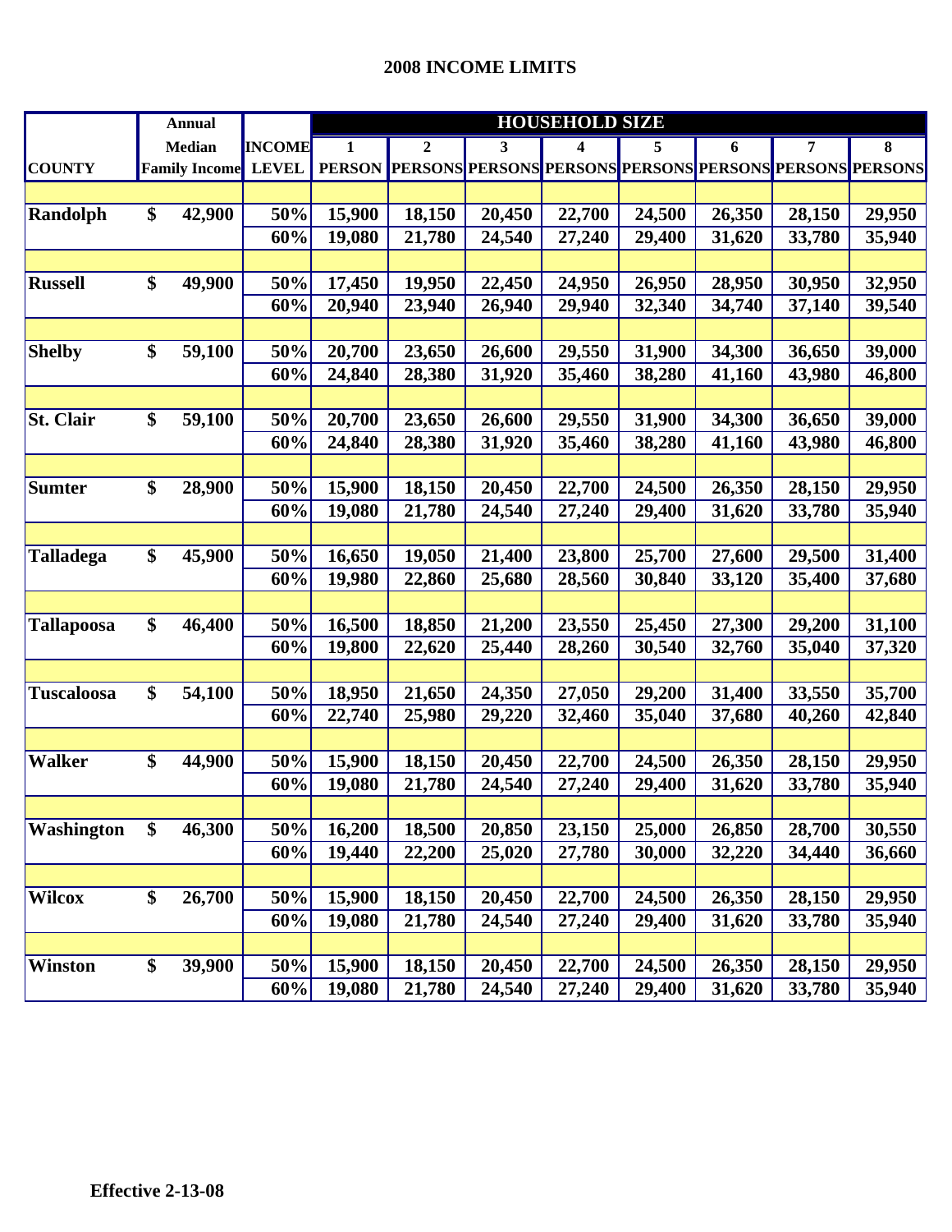## 2008 INCOME LIMITS

| COUNTY | Annual Median Family Income | INCOME LEVEL | HOUSEHOLD SIZE | | | | | | | |
|---|---|---|---|---|---|---|---|---|---|---|
| | | | 1 PERSON | 2 PERSONS | 3 PERSONS | 4 PERSONS | 5 PERSONS | 6 PERSONS | 7 PERSONS | 8 PERSONS |
| **Randolph** | $ 42,900 | 50% | 15,900 | 18,150 | 20,450 | 22,700 | 24,500 | 26,350 | 28,150 | 29,950 |
| | | 60% | 19,080 | 21,780 | 24,540 | 27,240 | 29,400 | 31,620 | 33,780 | 35,940 |
| **Russell** | $ 49,900 | 50% | 17,450 | 19,950 | 22,450 | 24,950 | 26,950 | 28,950 | 30,950 | 32,950 |
| | | 60% | 20,940 | 23,940 | 26,940 | 29,940 | 32,340 | 34,740 | 37,140 | 39,540 |
| **Shelby** | $ 59,100 | 50% | 20,700 | 23,650 | 26,600 | 29,550 | 31,900 | 34,300 | 36,650 | 39,000 |
| | | 60% | 24,840 | 28,380 | 31,920 | 35,460 | 38,280 | 41,160 | 43,980 | 46,800 |
| **St. Clair** | $ 59,100 | 50% | 20,700 | 23,650 | 26,600 | 29,550 | 31,900 | 34,300 | 36,650 | 39,000 |
| | | 60% | 24,840 | 28,380 | 31,920 | 35,460 | 38,280 | 41,160 | 43,980 | 46,800 |
| **Sumter** | $ 28,900 | 50% | 15,900 | 18,150 | 20,450 | 22,700 | 24,500 | 26,350 | 28,150 | 29,950 |
| | | 60% | 19,080 | 21,780 | 24,540 | 27,240 | 29,400 | 31,620 | 33,780 | 35,940 |
| **Talladega** | $ 45,900 | 50% | 16,650 | 19,050 | 21,400 | 23,800 | 25,700 | 27,600 | 29,500 | 31,400 |
| | | 60% | 19,980 | 22,860 | 25,680 | 28,560 | 30,840 | 33,120 | 35,400 | 37,680 |
| **Tallapoosa** | $ 46,400 | 50% | 16,500 | 18,850 | 21,200 | 23,550 | 25,450 | 27,300 | 29,200 | 31,100 |
| | | 60% | 19,800 | 22,620 | 25,440 | 28,260 | 30,540 | 32,760 | 35,040 | 37,320 |
| **Tuscaloosa** | $ 54,100 | 50% | 18,950 | 21,650 | 24,350 | 27,050 | 29,200 | 31,400 | 33,550 | 35,700 |
| | | 60% | 22,740 | 25,980 | 29,220 | 32,460 | 35,040 | 37,680 | 40,260 | 42,840 |
| **Walker** | $ 44,900 | 50% | 15,900 | 18,150 | 20,450 | 22,700 | 24,500 | 26,350 | 28,150 | 29,950 |
| | | 60% | 19,080 | 21,780 | 24,540 | 27,240 | 29,400 | 31,620 | 33,780 | 35,940 |
| **Washington** | $ 46,300 | 50% | 16,200 | 18,500 | 20,850 | 23,150 | 25,000 | 26,850 | 28,700 | 30,550 |
| | | 60% | 19,440 | 22,200 | 25,020 | 27,780 | 30,000 | 32,220 | 34,440 | 36,660 |
| **Wilcox** | $ 26,700 | 50% | 15,900 | 18,150 | 20,450 | 22,700 | 24,500 | 26,350 | 28,150 | 29,950 |
| | | 60% | 19,080 | 21,780 | 24,540 | 27,240 | 29,400 | 31,620 | 33,780 | 35,940 |
| **Winston** | $ 39,900 | 50% | 15,900 | 18,150 | 20,450 | 22,700 | 24,500 | 26,350 | 28,150 | 29,950 |
| | | 60% | 19,080 | 21,780 | 24,540 | 27,240 | 29,400 | 31,620 | 33,780 | 35,940 |

**Effective 2-13-08**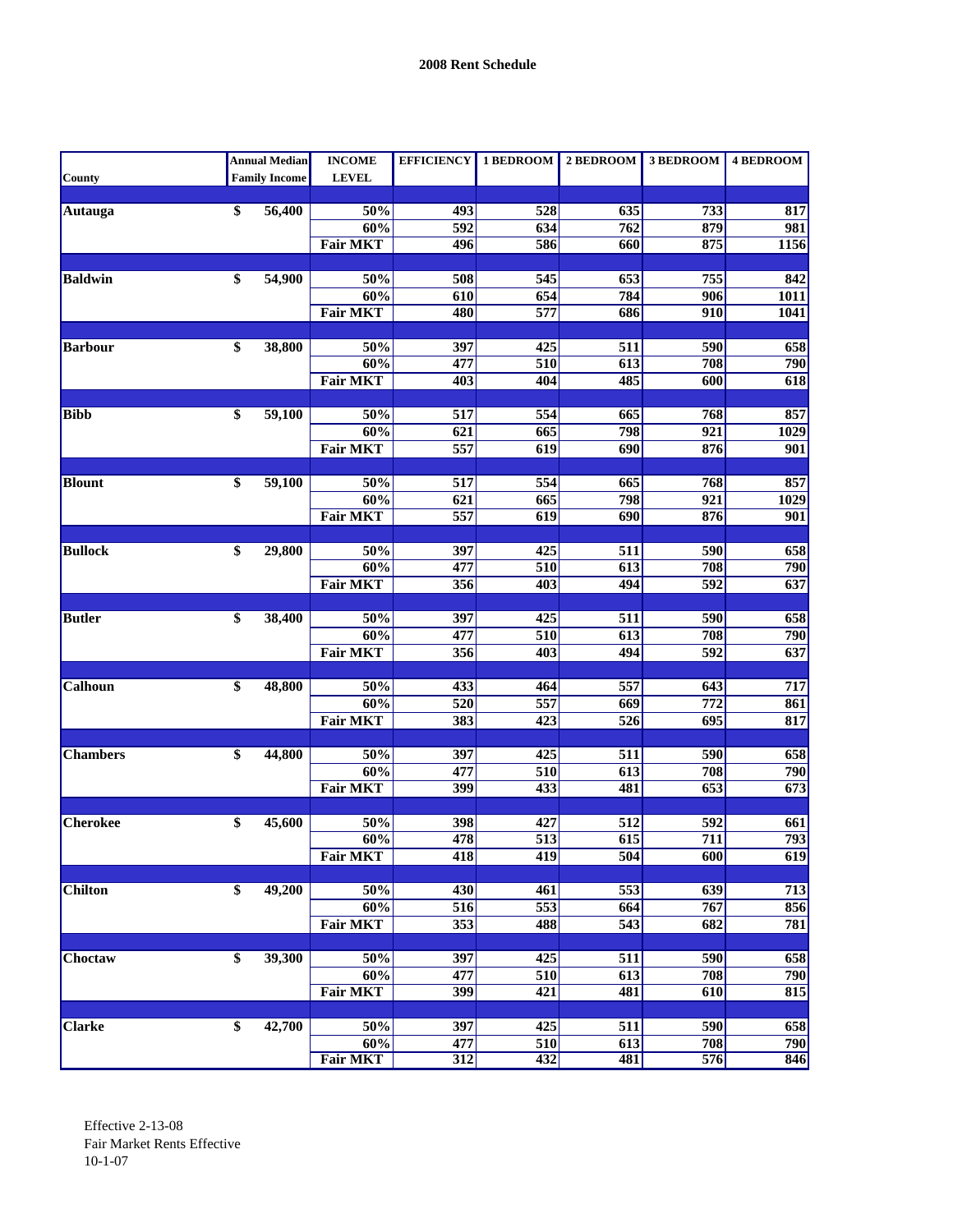**2008 Rent Schedule**

| County | Annual Median Family Income | INCOME LEVEL | EFFICIENCY | 1 BEDROOM | 2 BEDROOM | 3 BEDROOM | 4 BEDROOM |
|---|---|---|---|---|---|---|---|
| Autauga | $ 56,400 | 50% | 493 | 528 | 635 | 733 | 817 |
| | | 60% | 592 | 634 | 762 | 879 | 981 |
| | | Fair MKT | 496 | 586 | 660 | 875 | 1156 |
| Baldwin | $ 54,900 | 50% | 508 | 545 | 653 | 755 | 842 |
| | | 60% | 610 | 654 | 784 | 906 | 1011 |
| | | Fair MKT | 480 | 577 | 686 | 910 | 1041 |
| Barbour | $ 38,800 | 50% | 397 | 425 | 511 | 590 | 658 |
| | | 60% | 477 | 510 | 613 | 708 | 790 |
| | | Fair MKT | 403 | 404 | 485 | 600 | 618 |
| Bibb | $ 59,100 | 50% | 517 | 554 | 665 | 768 | 857 |
| | | 60% | 621 | 665 | 798 | 921 | 1029 |
| | | Fair MKT | 557 | 619 | 690 | 876 | 901 |
| Blount | $ 59,100 | 50% | 517 | 554 | 665 | 768 | 857 |
| | | 60% | 621 | 665 | 798 | 921 | 1029 |
| | | Fair MKT | 557 | 619 | 690 | 876 | 901 |
| Bullock | $ 29,800 | 50% | 397 | 425 | 511 | 590 | 658 |
| | | 60% | 477 | 510 | 613 | 708 | 790 |
| | | Fair MKT | 356 | 403 | 494 | 592 | 637 |
| Butler | $ 38,400 | 50% | 397 | 425 | 511 | 590 | 658 |
| | | 60% | 477 | 510 | 613 | 708 | 790 |
| | | Fair MKT | 356 | 403 | 494 | 592 | 637 |
| Calhoun | $ 48,800 | 50% | 433 | 464 | 557 | 643 | 717 |
| | | 60% | 520 | 557 | 669 | 772 | 861 |
| | | Fair MKT | 383 | 423 | 526 | 695 | 817 |
| Chambers | $ 44,800 | 50% | 397 | 425 | 511 | 590 | 658 |
| | | 60% | 477 | 510 | 613 | 708 | 790 |
| | | Fair MKT | 399 | 433 | 481 | 653 | 673 |
| Cherokee | $ 45,600 | 50% | 398 | 427 | 512 | 592 | 661 |
| | | 60% | 478 | 513 | 615 | 711 | 793 |
| | | Fair MKT | 418 | 419 | 504 | 600 | 619 |
| Chilton | $ 49,200 | 50% | 430 | 461 | 553 | 639 | 713 |
| | | 60% | 516 | 553 | 664 | 767 | 856 |
| | | Fair MKT | 353 | 488 | 543 | 682 | 781 |
| Choctaw | $ 39,300 | 50% | 397 | 425 | 511 | 590 | 658 |
| | | 60% | 477 | 510 | 613 | 708 | 790 |
| | | Fair MKT | 399 | 421 | 481 | 610 | 815 |
| Clarke | $ 42,700 | 50% | 397 | 425 | 511 | 590 | 658 |
| | | 60% | 477 | 510 | 613 | 708 | 790 |
| | | Fair MKT | 312 | 432 | 481 | 576 | 846 |

Effective 2-13-08
Fair Market Rents Effective
10-1-07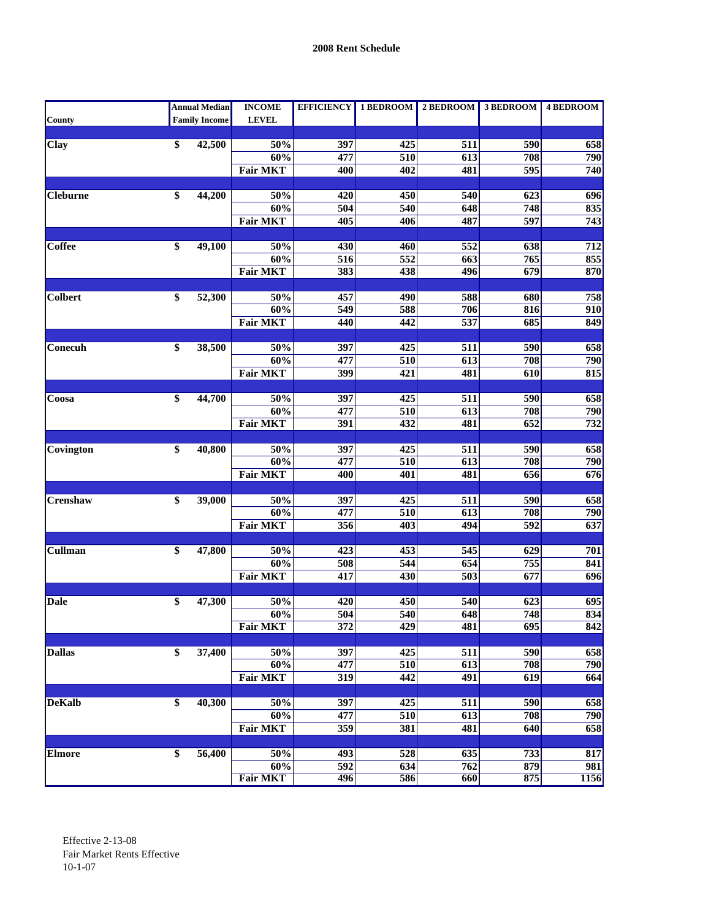**2008 Rent Schedule**

| County | Annual Median Family Income | INCOME LEVEL | EFFICIENCY | 1 BEDROOM | 2 BEDROOM | 3 BEDROOM | 4 BEDROOM |
|---|---|---|---|---|---|---|---|
| Clay | $ 42,500 | 50% | 397 | 425 | 511 | 590 | 658 |
| | | 60% | 477 | 510 | 613 | 708 | 790 |
| | | Fair MKT | 400 | 402 | 481 | 595 | 740 |
| Cleburne | $ 44,200 | 50% | 420 | 450 | 540 | 623 | 696 |
| | | 60% | 504 | 540 | 648 | 748 | 835 |
| | | Fair MKT | 405 | 406 | 487 | 597 | 743 |
| Coffee | $ 49,100 | 50% | 430 | 460 | 552 | 638 | 712 |
| | | 60% | 516 | 552 | 663 | 765 | 855 |
| | | Fair MKT | 383 | 438 | 496 | 679 | 870 |
| Colbert | $ 52,300 | 50% | 457 | 490 | 588 | 680 | 758 |
| | | 60% | 549 | 588 | 706 | 816 | 910 |
| | | Fair MKT | 440 | 442 | 537 | 685 | 849 |
| Conecuh | $ 38,500 | 50% | 397 | 425 | 511 | 590 | 658 |
| | | 60% | 477 | 510 | 613 | 708 | 790 |
| | | Fair MKT | 399 | 421 | 481 | 610 | 815 |
| Coosa | $ 44,700 | 50% | 397 | 425 | 511 | 590 | 658 |
| | | 60% | 477 | 510 | 613 | 708 | 790 |
| | | Fair MKT | 391 | 432 | 481 | 652 | 732 |
| Covington | $ 40,800 | 50% | 397 | 425 | 511 | 590 | 658 |
| | | 60% | 477 | 510 | 613 | 708 | 790 |
| | | Fair MKT | 400 | 401 | 481 | 656 | 676 |
| Crenshaw | $ 39,000 | 50% | 397 | 425 | 511 | 590 | 658 |
| | | 60% | 477 | 510 | 613 | 708 | 790 |
| | | Fair MKT | 356 | 403 | 494 | 592 | 637 |
| Cullman | $ 47,800 | 50% | 423 | 453 | 545 | 629 | 701 |
| | | 60% | 508 | 544 | 654 | 755 | 841 |
| | | Fair MKT | 417 | 430 | 503 | 677 | 696 |
| Dale | $ 47,300 | 50% | 420 | 450 | 540 | 623 | 695 |
| | | 60% | 504 | 540 | 648 | 748 | 834 |
| | | Fair MKT | 372 | 429 | 481 | 695 | 842 |
| Dallas | $ 37,400 | 50% | 397 | 425 | 511 | 590 | 658 |
| | | 60% | 477 | 510 | 613 | 708 | 790 |
| | | Fair MKT | 319 | 442 | 491 | 619 | 664 |
| DeKalb | $ 40,300 | 50% | 397 | 425 | 511 | 590 | 658 |
| | | 60% | 477 | 510 | 613 | 708 | 790 |
| | | Fair MKT | 359 | 381 | 481 | 640 | 658 |
| Elmore | $ 56,400 | 50% | 493 | 528 | 635 | 733 | 817 |
| | | 60% | 592 | 634 | 762 | 879 | 981 |
| | | Fair MKT | 496 | 586 | 660 | 875 | 1156 |

Effective 2-13-08
Fair Market Rents Effective
10-1-07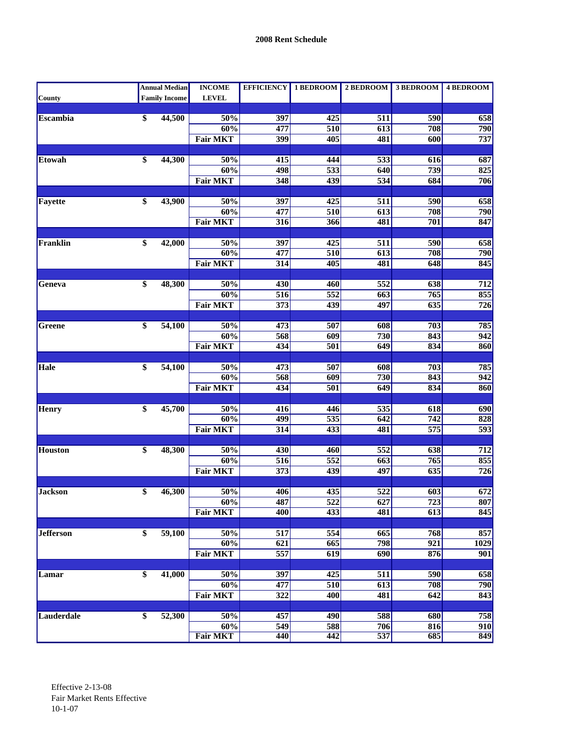**2008 Rent Schedule**

| County | Annual Median Family Income | INCOME LEVEL | EFFICIENCY | 1 BEDROOM | 2 BEDROOM | 3 BEDROOM | 4 BEDROOM |
|---|---|---|---|---|---|---|---|
| Escambia | $ 44,500 | 50% | 397 | 425 | 511 | 590 | 658 |
| | | 60% | 477 | 510 | 613 | 708 | 790 |
| | | Fair MKT | 399 | 405 | 481 | 600 | 737 |
| Etowah | $ 44,300 | 50% | 415 | 444 | 533 | 616 | 687 |
| | | 60% | 498 | 533 | 640 | 739 | 825 |
| | | Fair MKT | 348 | 439 | 534 | 684 | 706 |
| Fayette | $ 43,900 | 50% | 397 | 425 | 511 | 590 | 658 |
| | | 60% | 477 | 510 | 613 | 708 | 790 |
| | | Fair MKT | 316 | 366 | 481 | 701 | 847 |
| Franklin | $ 42,000 | 50% | 397 | 425 | 511 | 590 | 658 |
| | | 60% | 477 | 510 | 613 | 708 | 790 |
| | | Fair MKT | 314 | 405 | 481 | 648 | 845 |
| Geneva | $ 48,300 | 50% | 430 | 460 | 552 | 638 | 712 |
| | | 60% | 516 | 552 | 663 | 765 | 855 |
| | | Fair MKT | 373 | 439 | 497 | 635 | 726 |
| Greene | $ 54,100 | 50% | 473 | 507 | 608 | 703 | 785 |
| | | 60% | 568 | 609 | 730 | 843 | 942 |
| | | Fair MKT | 434 | 501 | 649 | 834 | 860 |
| Hale | $ 54,100 | 50% | 473 | 507 | 608 | 703 | 785 |
| | | 60% | 568 | 609 | 730 | 843 | 942 |
| | | Fair MKT | 434 | 501 | 649 | 834 | 860 |
| Henry | $ 45,700 | 50% | 416 | 446 | 535 | 618 | 690 |
| | | 60% | 499 | 535 | 642 | 742 | 828 |
| | | Fair MKT | 314 | 433 | 481 | 575 | 593 |
| Houston | $ 48,300 | 50% | 430 | 460 | 552 | 638 | 712 |
| | | 60% | 516 | 552 | 663 | 765 | 855 |
| | | Fair MKT | 373 | 439 | 497 | 635 | 726 |
| Jackson | $ 46,300 | 50% | 406 | 435 | 522 | 603 | 672 |
| | | 60% | 487 | 522 | 627 | 723 | 807 |
| | | Fair MKT | 400 | 433 | 481 | 613 | 845 |
| Jefferson | $ 59,100 | 50% | 517 | 554 | 665 | 768 | 857 |
| | | 60% | 621 | 665 | 798 | 921 | 1029 |
| | | Fair MKT | 557 | 619 | 690 | 876 | 901 |
| Lamar | $ 41,000 | 50% | 397 | 425 | 511 | 590 | 658 |
| | | 60% | 477 | 510 | 613 | 708 | 790 |
| | | Fair MKT | 322 | 400 | 481 | 642 | 843 |
| Lauderdale | $ 52,300 | 50% | 457 | 490 | 588 | 680 | 758 |
| | | 60% | 549 | 588 | 706 | 816 | 910 |
| | | Fair MKT | 440 | 442 | 537 | 685 | 849 |

Effective 2-13-08
Fair Market Rents Effective
10-1-07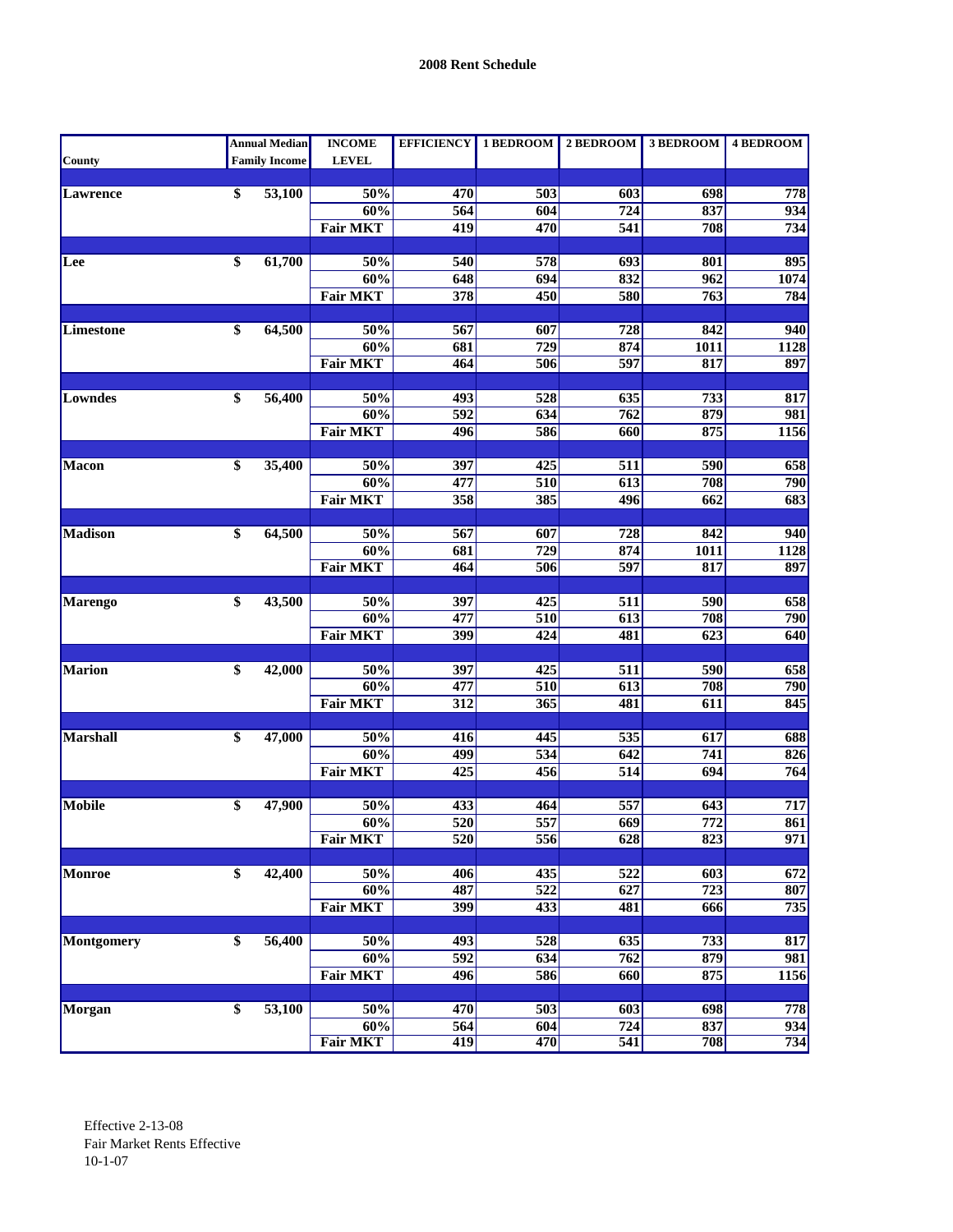## 2008 Rent Schedule

| County | Annual Median Family Income | INCOME LEVEL | EFFICIENCY | 1 BEDROOM | 2 BEDROOM | 3 BEDROOM | 4 BEDROOM |
|---|---|---|---|---|---|---|---|
| Lawrence | $ 53,100 | 50% | 470 | 503 | 603 | 698 | 778 |
| | | 60% | 564 | 604 | 724 | 837 | 934 |
| | | Fair MKT | 419 | 470 | 541 | 708 | 734 |
| Lee | $ 61,700 | 50% | 540 | 578 | 693 | 801 | 895 |
| | | 60% | 648 | 694 | 832 | 962 | 1074 |
| | | Fair MKT | 378 | 450 | 580 | 763 | 784 |
| Limestone | $ 64,500 | 50% | 567 | 607 | 728 | 842 | 940 |
| | | 60% | 681 | 729 | 874 | 1011 | 1128 |
| | | Fair MKT | 464 | 506 | 597 | 817 | 897 |
| Lowndes | $ 56,400 | 50% | 493 | 528 | 635 | 733 | 817 |
| | | 60% | 592 | 634 | 762 | 879 | 981 |
| | | Fair MKT | 496 | 586 | 660 | 875 | 1156 |
| Macon | $ 35,400 | 50% | 397 | 425 | 511 | 590 | 658 |
| | | 60% | 477 | 510 | 613 | 708 | 790 |
| | | Fair MKT | 358 | 385 | 496 | 662 | 683 |
| Madison | $ 64,500 | 50% | 567 | 607 | 728 | 842 | 940 |
| | | 60% | 681 | 729 | 874 | 1011 | 1128 |
| | | Fair MKT | 464 | 506 | 597 | 817 | 897 |
| Marengo | $ 43,500 | 50% | 397 | 425 | 511 | 590 | 658 |
| | | 60% | 477 | 510 | 613 | 708 | 790 |
| | | Fair MKT | 399 | 424 | 481 | 623 | 640 |
| Marion | $ 42,000 | 50% | 397 | 425 | 511 | 590 | 658 |
| | | 60% | 477 | 510 | 613 | 708 | 790 |
| | | Fair MKT | 312 | 365 | 481 | 611 | 845 |
| Marshall | $ 47,000 | 50% | 416 | 445 | 535 | 617 | 688 |
| | | 60% | 499 | 534 | 642 | 741 | 826 |
| | | Fair MKT | 425 | 456 | 514 | 694 | 764 |
| Mobile | $ 47,900 | 50% | 433 | 464 | 557 | 643 | 717 |
| | | 60% | 520 | 557 | 669 | 772 | 861 |
| | | Fair MKT | 520 | 556 | 628 | 823 | 971 |
| Monroe | $ 42,400 | 50% | 406 | 435 | 522 | 603 | 672 |
| | | 60% | 487 | 522 | 627 | 723 | 807 |
| | | Fair MKT | 399 | 433 | 481 | 666 | 735 |
| Montgomery | $ 56,400 | 50% | 493 | 528 | 635 | 733 | 817 |
| | | 60% | 592 | 634 | 762 | 879 | 981 |
| | | Fair MKT | 496 | 586 | 660 | 875 | 1156 |
| Morgan | $ 53,100 | 50% | 470 | 503 | 603 | 698 | 778 |
| | | 60% | 564 | 604 | 724 | 837 | 934 |
| | | Fair MKT | 419 | 470 | 541 | 708 | 734 |

Effective 2-13-08
Fair Market Rents Effective
10-1-07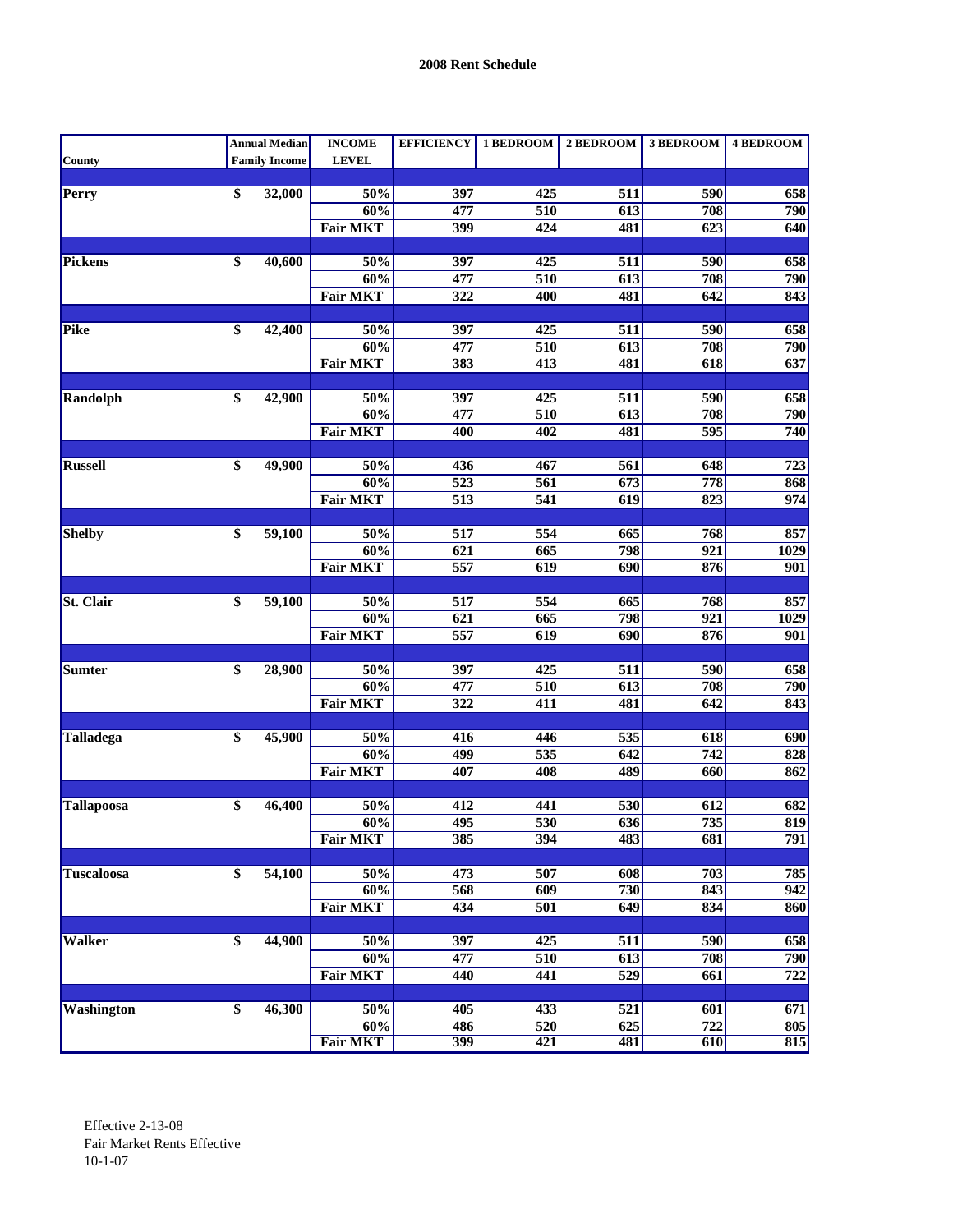**2008 Rent Schedule**

| County | Annual Median Family Income | INCOME LEVEL | EFFICIENCY | 1 BEDROOM | 2 BEDROOM | 3 BEDROOM | 4 BEDROOM |
|---|---|---|---|---|---|---|---|
| Perry | $ 32,000 | 50% | 397 | 425 | 511 | 590 | 658 |
| | | 60% | 477 | 510 | 613 | 708 | 790 |
| | | Fair MKT | 399 | 424 | 481 | 623 | 640 |
| Pickens | $ 40,600 | 50% | 397 | 425 | 511 | 590 | 658 |
| | | 60% | 477 | 510 | 613 | 708 | 790 |
| | | Fair MKT | 322 | 400 | 481 | 642 | 843 |
| Pike | $ 42,400 | 50% | 397 | 425 | 511 | 590 | 658 |
| | | 60% | 477 | 510 | 613 | 708 | 790 |
| | | Fair MKT | 383 | 413 | 481 | 618 | 637 |
| Randolph | $ 42,900 | 50% | 397 | 425 | 511 | 590 | 658 |
| | | 60% | 477 | 510 | 613 | 708 | 790 |
| | | Fair MKT | 400 | 402 | 481 | 595 | 740 |
| Russell | $ 49,900 | 50% | 436 | 467 | 561 | 648 | 723 |
| | | 60% | 523 | 561 | 673 | 778 | 868 |
| | | Fair MKT | 513 | 541 | 619 | 823 | 974 |
| Shelby | $ 59,100 | 50% | 517 | 554 | 665 | 768 | 857 |
| | | 60% | 621 | 665 | 798 | 921 | 1029 |
| | | Fair MKT | 557 | 619 | 690 | 876 | 901 |
| St. Clair | $ 59,100 | 50% | 517 | 554 | 665 | 768 | 857 |
| | | 60% | 621 | 665 | 798 | 921 | 1029 |
| | | Fair MKT | 557 | 619 | 690 | 876 | 901 |
| Sumter | $ 28,900 | 50% | 397 | 425 | 511 | 590 | 658 |
| | | 60% | 477 | 510 | 613 | 708 | 790 |
| | | Fair MKT | 322 | 411 | 481 | 642 | 843 |
| Talladega | $ 45,900 | 50% | 416 | 446 | 535 | 618 | 690 |
| | | 60% | 499 | 535 | 642 | 742 | 828 |
| | | Fair MKT | 407 | 408 | 489 | 660 | 862 |
| Tallapoosa | $ 46,400 | 50% | 412 | 441 | 530 | 612 | 682 |
| | | 60% | 495 | 530 | 636 | 735 | 819 |
| | | Fair MKT | 385 | 394 | 483 | 681 | 791 |
| Tuscaloosa | $ 54,100 | 50% | 473 | 507 | 608 | 703 | 785 |
| | | 60% | 568 | 609 | 730 | 843 | 942 |
| | | Fair MKT | 434 | 501 | 649 | 834 | 860 |
| Walker | $ 44,900 | 50% | 397 | 425 | 511 | 590 | 658 |
| | | 60% | 477 | 510 | 613 | 708 | 790 |
| | | Fair MKT | 440 | 441 | 529 | 661 | 722 |
| Washington | $ 46,300 | 50% | 405 | 433 | 521 | 601 | 671 |
| | | 60% | 486 | 520 | 625 | 722 | 805 |
| | | Fair MKT | 399 | 421 | 481 | 610 | 815 |

Effective 2-13-08
Fair Market Rents Effective
10-1-07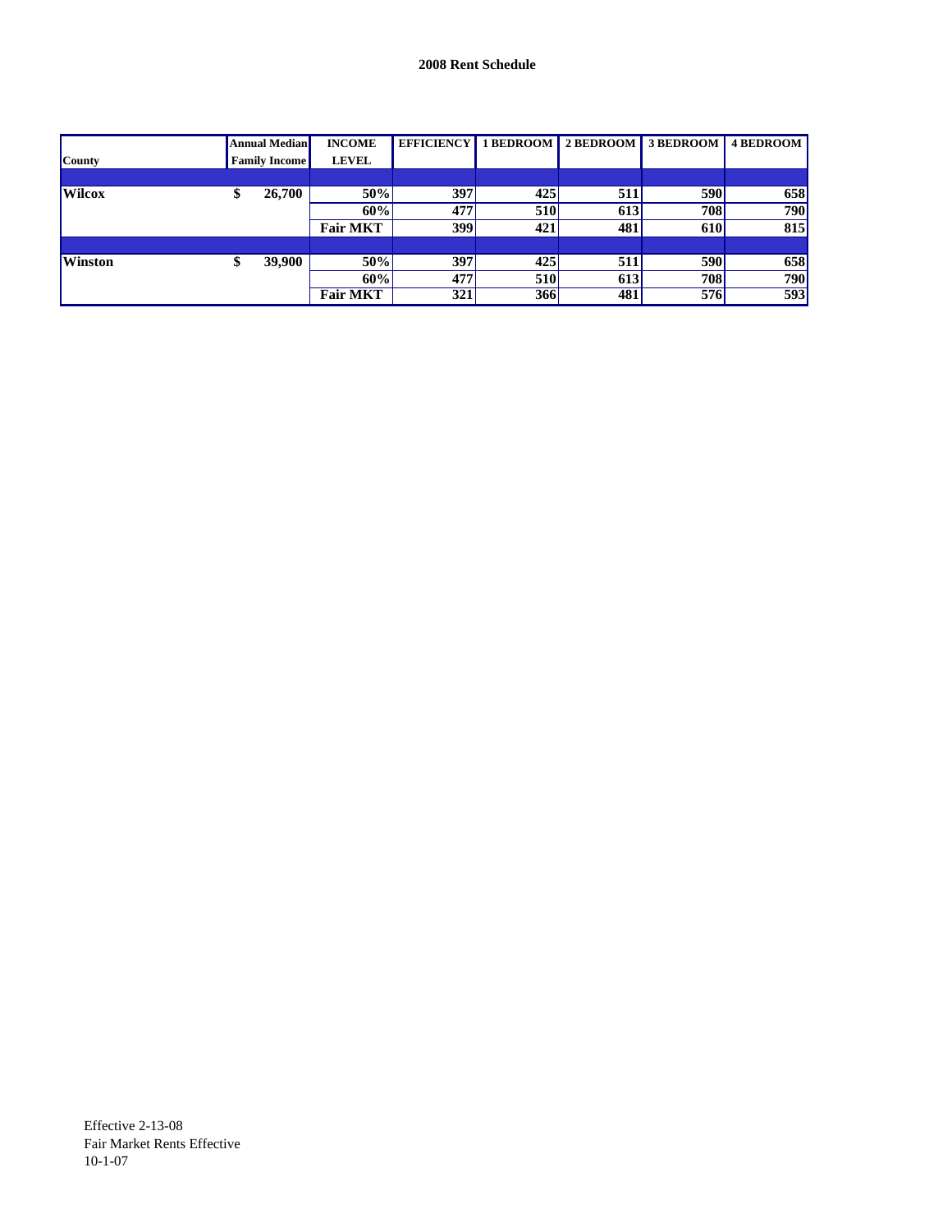**2008 Rent Schedule**

| County | Annual Median Family Income | INCOME LEVEL | EFFICIENCY | 1 BEDROOM | 2 BEDROOM | 3 BEDROOM | 4 BEDROOM |
|---|---|---|---|---|---|---|---|
| | | | | | | | |
| **Wilcox** | **$ 26,700** | **50%** | **397** | **425** | **511** | **590** | **658** |
| | | **60%** | **477** | **510** | **613** | **708** | **790** |
| | | **Fair MKT** | **399** | **421** | **481** | **610** | **815** |
| | | | | | | | |
| **Winston** | **$ 39,900** | **50%** | **397** | **425** | **511** | **590** | **658** |
| | | **60%** | **477** | **510** | **613** | **708** | **790** |
| | | **Fair MKT** | **321** | **366** | **481** | **576** | **593** |

Effective 2-13-08
Fair Market Rents Effective
10-1-07